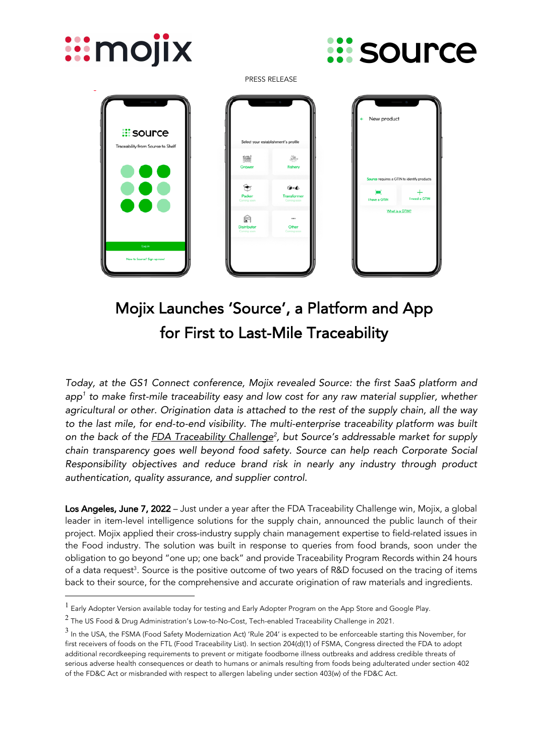PRESS RELEASE

# Mojix Launches 'Source', a Platform and App for First to Last-Mile Traceability

*Today, at the GS1 Connect conference, Mojix revealed Source: the first SaaS platform and app[1] to make first-mile traceability easy and low cost for any raw material supplier, whether agricultural or other. Origination data is attached to the rest of the supply chain, all the way to the last mile, for end-to-end visibility. The multi-enterprise traceability platform was built on the back of the FDA Traceability Challenge[2], but Source's addressable market for supply chain transparency goes well beyond food safety. Source can help reach Corporate Social Responsibility objectives and reduce brand risk in nearly any industry through product authentication, quality assurance, and supplier control.*

**Los Angeles, June 7, 2022** – Just under a year after the FDA Traceability Challenge win, Mojix, a global leader in item-level intelligence solutions for the supply chain, announced the public launch of their project. Mojix applied their cross-industry supply chain management expertise to field-related issues in the Food industry. The solution was built in response to queries from food brands, soon under the obligation to go beyond "one up; one back" and provide Traceability Program Records within 24 hours of a data request[3]. Source is the positive outcome of two years of R&D focused on the tracing of items back to their source, for the comprehensive and accurate origination of raw materials and ingredients.

---

[1] Early Adopter Version available today for testing and Early Adopter Program on the App Store and Google Play.

[2] The US Food & Drug Administration's Low-to-No-Cost, Tech-enabled Traceability Challenge in 2021.

[3] In the USA, the FSMA (Food Safety Modernization Act) 'Rule 204' is expected to be enforceable starting this November, for first receivers of foods on the FTL (Food Traceability List). In section 204(d)(1) of FSMA, Congress directed the FDA to adopt additional recordkeeping requirements to prevent or mitigate foodborne illness outbreaks and address credible threats of serious adverse health consequences or death to humans or animals resulting from foods being adulterated under section 402 of the FD&C Act or misbranded with respect to allergen labeling under section 403(w) of the FD&C Act.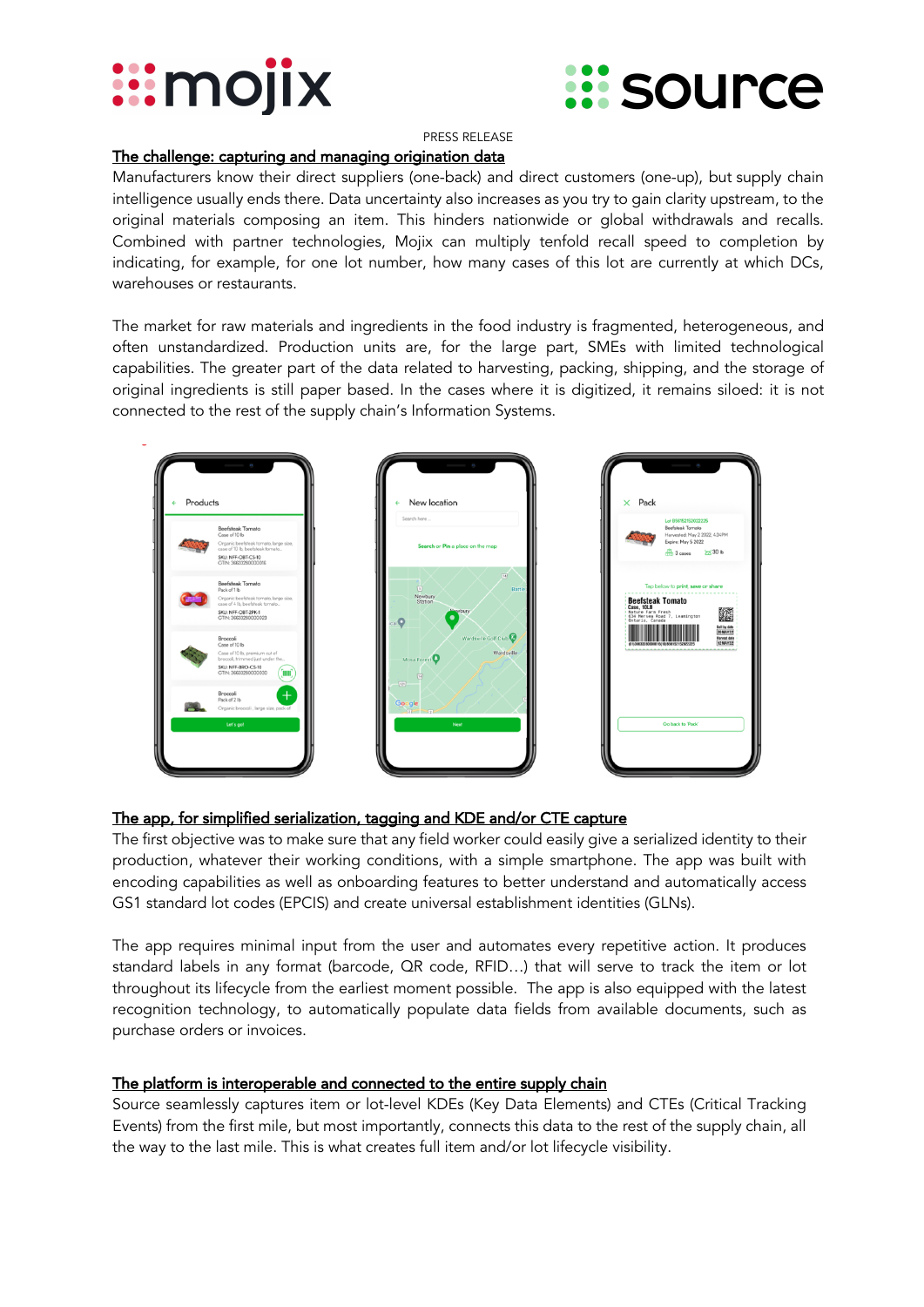PRESS RELEASE

## The challenge: capturing and managing origination data

Manufacturers know their direct suppliers (one-back) and direct customers (one-up), but supply chain intelligence usually ends there. Data uncertainty also increases as you try to gain clarity upstream, to the original materials composing an item. This hinders nationwide or global withdrawals and recalls. Combined with partner technologies, Mojix can multiply tenfold recall speed to completion by indicating, for example, for one lot number, how many cases of this lot are currently at which DCs, warehouses or restaurants.

The market for raw materials and ingredients in the food industry is fragmented, heterogeneous, and often unstandardized. Production units are, for the large part, SMEs with limited technological capabilities. The greater part of the data related to harvesting, packing, shipping, and the storage of original ingredients is still paper based. In the cases where it is digitized, it remains siloed: it is not connected to the rest of the supply chain's Information Systems.

## The app, for simplified serialization, tagging and KDE and/or CTE capture

The first objective was to make sure that any field worker could easily give a serialized identity to their production, whatever their working conditions, with a simple smartphone. The app was built with encoding capabilities as well as onboarding features to better understand and automatically access GS1 standard lot codes (EPCIS) and create universal establishment identities (GLNs).

The app requires minimal input from the user and automates every repetitive action. It produces standard labels in any format (barcode, QR code, RFID…) that will serve to track the item or lot throughout its lifecycle from the earliest moment possible. The app is also equipped with the latest recognition technology, to automatically populate data fields from available documents, such as purchase orders or invoices.

## The platform is interoperable and connected to the entire supply chain

Source seamlessly captures item or lot-level KDEs (Key Data Elements) and CTEs (Critical Tracking Events) from the first mile, but most importantly, connects this data to the rest of the supply chain, all the way to the last mile. This is what creates full item and/or lot lifecycle visibility.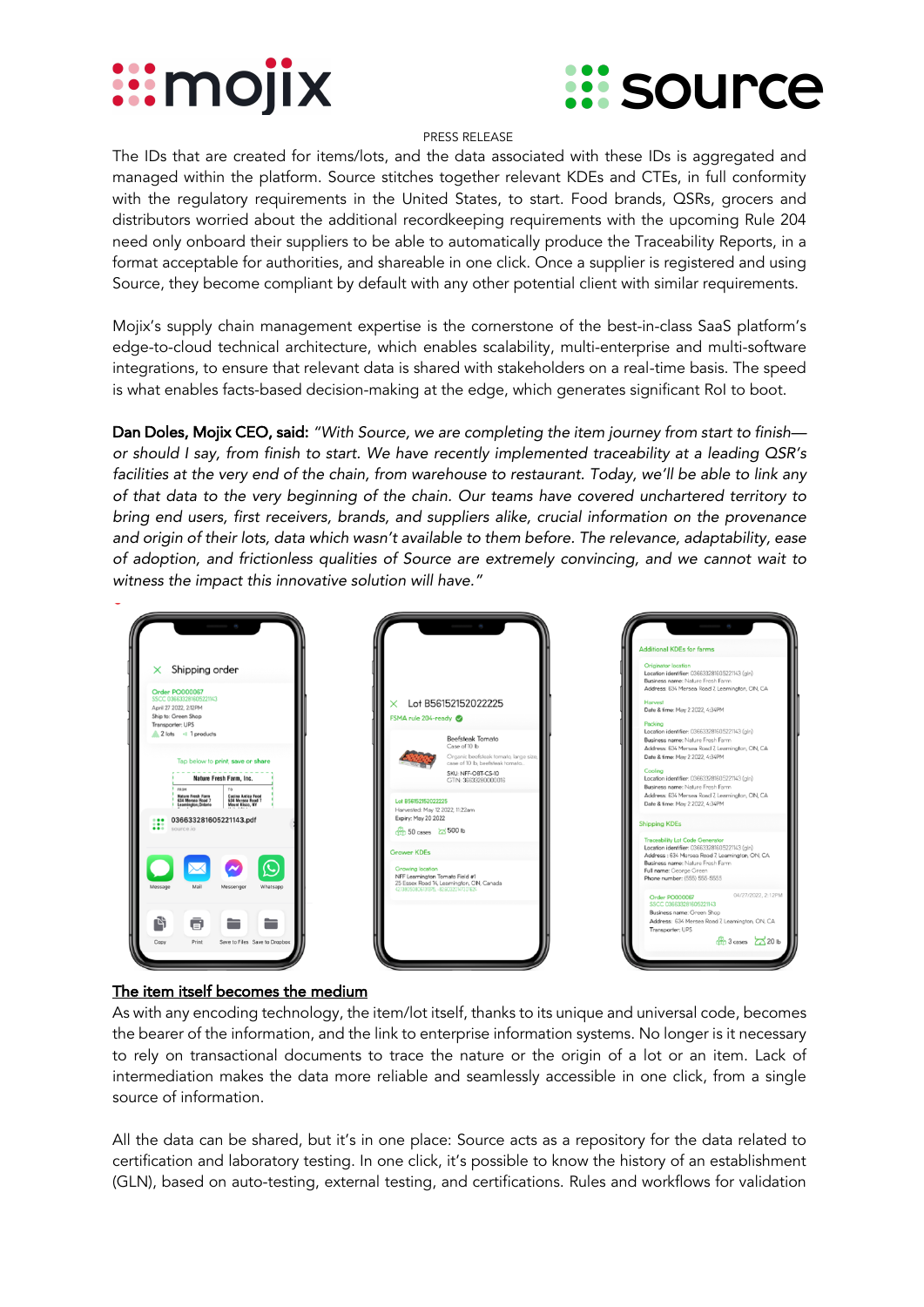PRESS RELEASE

The IDs that are created for items/lots, and the data associated with these IDs is aggregated and managed within the platform. Source stitches together relevant KDEs and CTEs, in full conformity with the regulatory requirements in the United States, to start. Food brands, QSRs, grocers and distributors worried about the additional recordkeeping requirements with the upcoming Rule 204 need only onboard their suppliers to be able to automatically produce the Traceability Reports, in a format acceptable for authorities, and shareable in one click. Once a supplier is registered and using Source, they become compliant by default with any other potential client with similar requirements.

Mojix's supply chain management expertise is the cornerstone of the best-in-class SaaS platform's edge-to-cloud technical architecture, which enables scalability, multi-enterprise and multi-software integrations, to ensure that relevant data is shared with stakeholders on a real-time basis. The speed is what enables facts-based decision-making at the edge, which generates significant RoI to boot.

**Dan Doles, Mojix CEO, said:** *"With Source, we are completing the item journey from start to finish—or should I say, from finish to start. We have recently implemented traceability at a leading QSR's facilities at the very end of the chain, from warehouse to restaurant. Today, we'll be able to link any of that data to the very beginning of the chain. Our teams have covered unchartered territory to bring end users, first receivers, brands, and suppliers alike, crucial information on the provenance and origin of their lots, data which wasn't available to them before. The relevance, adaptability, ease of adoption, and frictionless qualities of Source are extremely convincing, and we cannot wait to witness the impact this innovative solution will have."*

## The item itself becomes the medium

As with any encoding technology, the item/lot itself, thanks to its unique and universal code, becomes the bearer of the information, and the link to enterprise information systems. No longer is it necessary to rely on transactional documents to trace the nature or the origin of a lot or an item. Lack of intermediation makes the data more reliable and seamlessly accessible in one click, from a single source of information.

All the data can be shared, but it's in one place: Source acts as a repository for the data related to certification and laboratory testing. In one click, it's possible to know the history of an establishment (GLN), based on auto-testing, external testing, and certifications. Rules and workflows for validation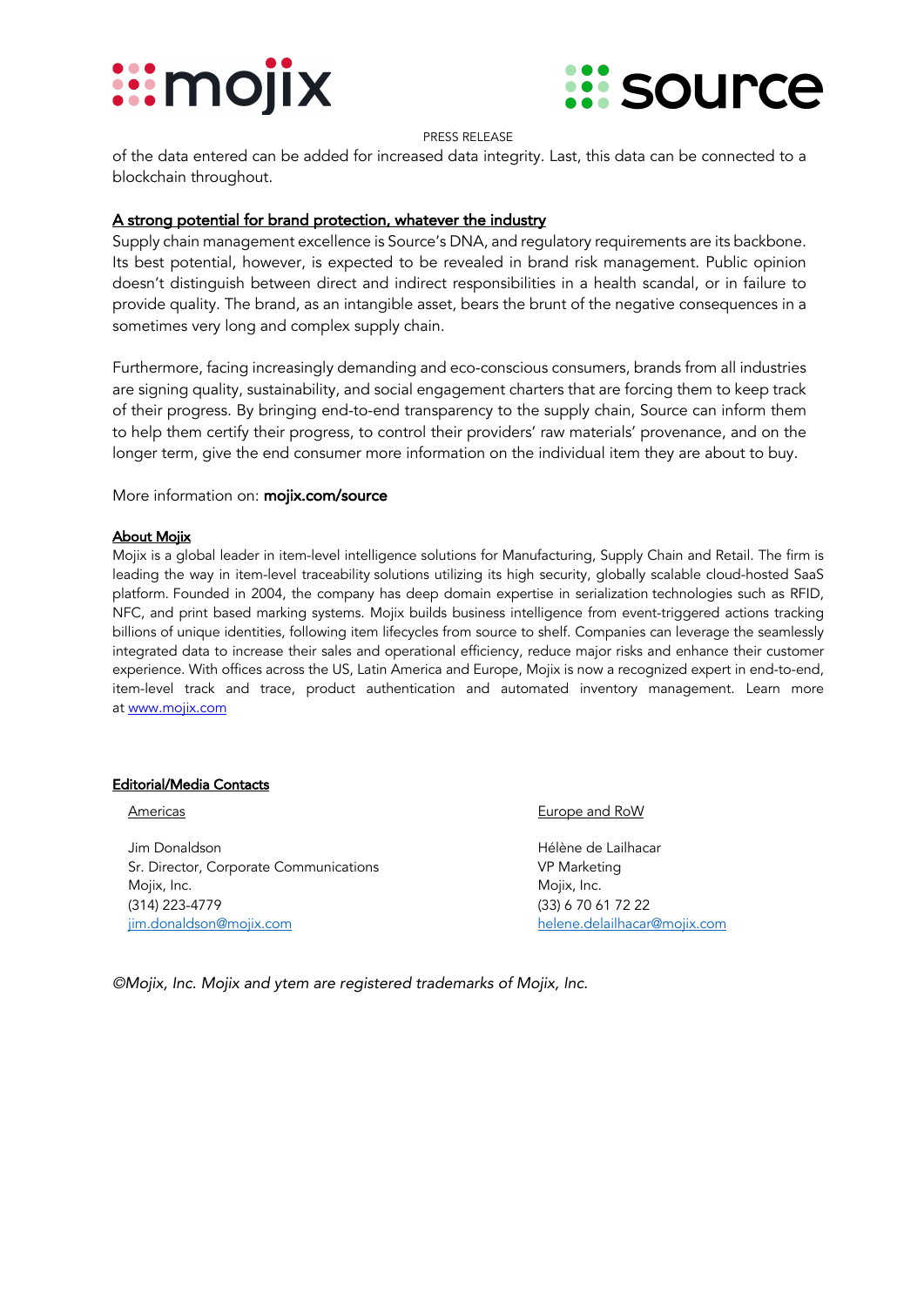of the data entered can be added for increased data integrity. Last, this data can be connected to a blockchain throughout.

**A strong potential for brand protection, whatever the industry**

Supply chain management excellence is Source's DNA, and regulatory requirements are its backbone. Its best potential, however, is expected to be revealed in brand risk management. Public opinion doesn't distinguish between direct and indirect responsibilities in a health scandal, or in failure to provide quality. The brand, as an intangible asset, bears the brunt of the negative consequences in a sometimes very long and complex supply chain.

Furthermore, facing increasingly demanding and eco-conscious consumers, brands from all industries are signing quality, sustainability, and social engagement charters that are forcing them to keep track of their progress. By bringing end-to-end transparency to the supply chain, Source can inform them to help them certify their progress, to control their providers' raw materials' provenance, and on the longer term, give the end consumer more information on the individual item they are about to buy.

More information on: **mojix.com/source**

**About Mojix**

Mojix is a global leader in item-level intelligence solutions for Manufacturing, Supply Chain and Retail. The firm is leading the way in item-level traceability solutions utilizing its high security, globally scalable cloud-hosted SaaS platform. Founded in 2004, the company has deep domain expertise in serialization technologies such as RFID, NFC, and print based marking systems. Mojix builds business intelligence from event-triggered actions tracking billions of unique identities, following item lifecycles from source to shelf. Companies can leverage the seamlessly integrated data to increase their sales and operational efficiency, reduce major risks and enhance their customer experience. With offices across the US, Latin America and Europe, Mojix is now a recognized expert in end-to-end, item-level track and trace, product authentication and automated inventory management. Learn more at www.mojix.com

**Editorial/Media Contacts**

Americas

Jim Donaldson
Sr. Director, Corporate Communications
Mojix, Inc.
(314) 223-4779
jim.donaldson@mojix.com

Europe and RoW

Hélène de Lailhacar
VP Marketing
Mojix, Inc.
(33) 6 70 61 72 22
helene.delailhacar@mojix.com

*©Mojix, Inc. Mojix and ytem are registered trademarks of Mojix, Inc.*